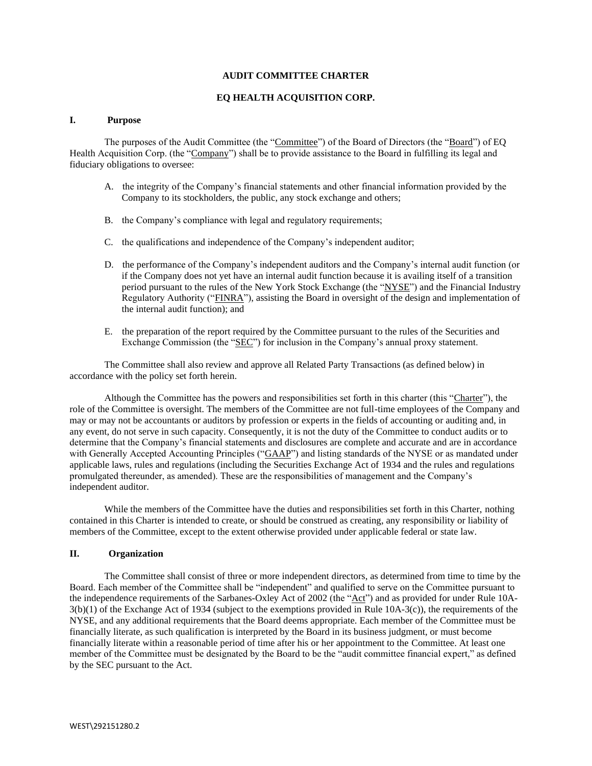# AUDIT COMMITTEE CHARTER

# EQ HEALTH ACQUISITION CORP.

## I. Purpose

The purposes of the Audit Committee (the "Committee") of the Board of Directors (the "Board") of EQ Health Acquisition Corp. (the "Company") shall be to provide assistance to the Board in fulfilling its legal and fiduciary obligations to oversee:

A. the integrity of the Company's financial statements and other financial information provided by the Company to its stockholders, the public, any stock exchange and others;

B. the Company's compliance with legal and regulatory requirements;

C. the qualifications and independence of the Company's independent auditor;

D. the performance of the Company's independent auditors and the Company's internal audit function (or if the Company does not yet have an internal audit function because it is availing itself of a transition period pursuant to the rules of the New York Stock Exchange (the "NYSE") and the Financial Industry Regulatory Authority ("FINRA"), assisting the Board in oversight of the design and implementation of the internal audit function); and

E. the preparation of the report required by the Committee pursuant to the rules of the Securities and Exchange Commission (the "SEC") for inclusion in the Company's annual proxy statement.

The Committee shall also review and approve all Related Party Transactions (as defined below) in accordance with the policy set forth herein.

Although the Committee has the powers and responsibilities set forth in this charter (this "Charter"), the role of the Committee is oversight. The members of the Committee are not full-time employees of the Company and may or may not be accountants or auditors by profession or experts in the fields of accounting or auditing and, in any event, do not serve in such capacity. Consequently, it is not the duty of the Committee to conduct audits or to determine that the Company's financial statements and disclosures are complete and accurate and are in accordance with Generally Accepted Accounting Principles ("GAAP") and listing standards of the NYSE or as mandated under applicable laws, rules and regulations (including the Securities Exchange Act of 1934 and the rules and regulations promulgated thereunder, as amended). These are the responsibilities of management and the Company's independent auditor.

While the members of the Committee have the duties and responsibilities set forth in this Charter, nothing contained in this Charter is intended to create, or should be construed as creating, any responsibility or liability of members of the Committee, except to the extent otherwise provided under applicable federal or state law.

## II. Organization

The Committee shall consist of three or more independent directors, as determined from time to time by the Board. Each member of the Committee shall be "independent" and qualified to serve on the Committee pursuant to the independence requirements of the Sarbanes-Oxley Act of 2002 (the "Act") and as provided for under Rule 10A-3(b)(1) of the Exchange Act of 1934 (subject to the exemptions provided in Rule 10A-3(c)), the requirements of the NYSE, and any additional requirements that the Board deems appropriate. Each member of the Committee must be financially literate, as such qualification is interpreted by the Board in its business judgment, or must become financially literate within a reasonable period of time after his or her appointment to the Committee. At least one member of the Committee must be designated by the Board to be the "audit committee financial expert," as defined by the SEC pursuant to the Act.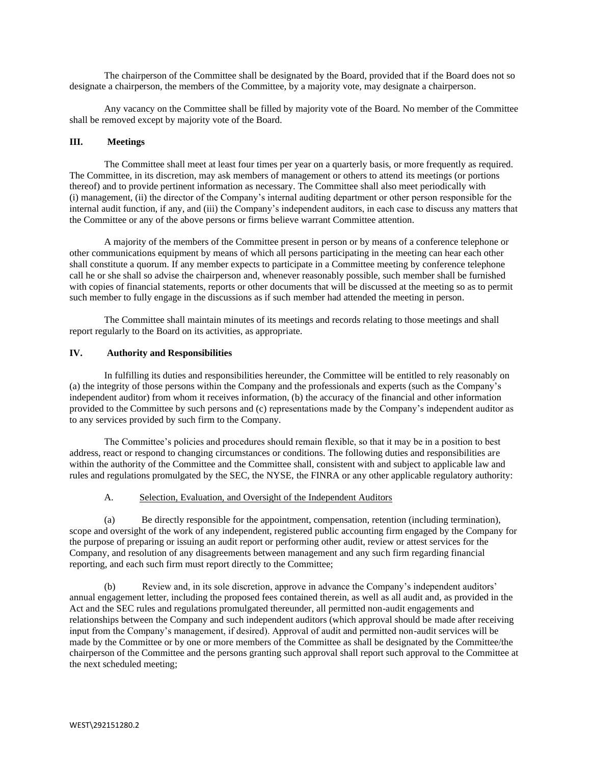The chairperson of the Committee shall be designated by the Board, provided that if the Board does not so designate a chairperson, the members of the Committee, by a majority vote, may designate a chairperson.

Any vacancy on the Committee shall be filled by majority vote of the Board. No member of the Committee shall be removed except by majority vote of the Board.

## III. Meetings

The Committee shall meet at least four times per year on a quarterly basis, or more frequently as required. The Committee, in its discretion, may ask members of management or others to attend its meetings (or portions thereof) and to provide pertinent information as necessary. The Committee shall also meet periodically with (i) management, (ii) the director of the Company's internal auditing department or other person responsible for the internal audit function, if any, and (iii) the Company's independent auditors, in each case to discuss any matters that the Committee or any of the above persons or firms believe warrant Committee attention.

A majority of the members of the Committee present in person or by means of a conference telephone or other communications equipment by means of which all persons participating in the meeting can hear each other shall constitute a quorum. If any member expects to participate in a Committee meeting by conference telephone call he or she shall so advise the chairperson and, whenever reasonably possible, such member shall be furnished with copies of financial statements, reports or other documents that will be discussed at the meeting so as to permit such member to fully engage in the discussions as if such member had attended the meeting in person.

The Committee shall maintain minutes of its meetings and records relating to those meetings and shall report regularly to the Board on its activities, as appropriate.

## IV. Authority and Responsibilities

In fulfilling its duties and responsibilities hereunder, the Committee will be entitled to rely reasonably on (a) the integrity of those persons within the Company and the professionals and experts (such as the Company's independent auditor) from whom it receives information, (b) the accuracy of the financial and other information provided to the Committee by such persons and (c) representations made by the Company's independent auditor as to any services provided by such firm to the Company.

The Committee's policies and procedures should remain flexible, so that it may be in a position to best address, react or respond to changing circumstances or conditions. The following duties and responsibilities are within the authority of the Committee and the Committee shall, consistent with and subject to applicable law and rules and regulations promulgated by the SEC, the NYSE, the FINRA or any other applicable regulatory authority:

A. Selection, Evaluation, and Oversight of the Independent Auditors

(a) Be directly responsible for the appointment, compensation, retention (including termination), scope and oversight of the work of any independent, registered public accounting firm engaged by the Company for the purpose of preparing or issuing an audit report or performing other audit, review or attest services for the Company, and resolution of any disagreements between management and any such firm regarding financial reporting, and each such firm must report directly to the Committee;

(b) Review and, in its sole discretion, approve in advance the Company's independent auditors' annual engagement letter, including the proposed fees contained therein, as well as all audit and, as provided in the Act and the SEC rules and regulations promulgated thereunder, all permitted non-audit engagements and relationships between the Company and such independent auditors (which approval should be made after receiving input from the Company's management, if desired). Approval of audit and permitted non-audit services will be made by the Committee or by one or more members of the Committee as shall be designated by the Committee/the chairperson of the Committee and the persons granting such approval shall report such approval to the Committee at the next scheduled meeting;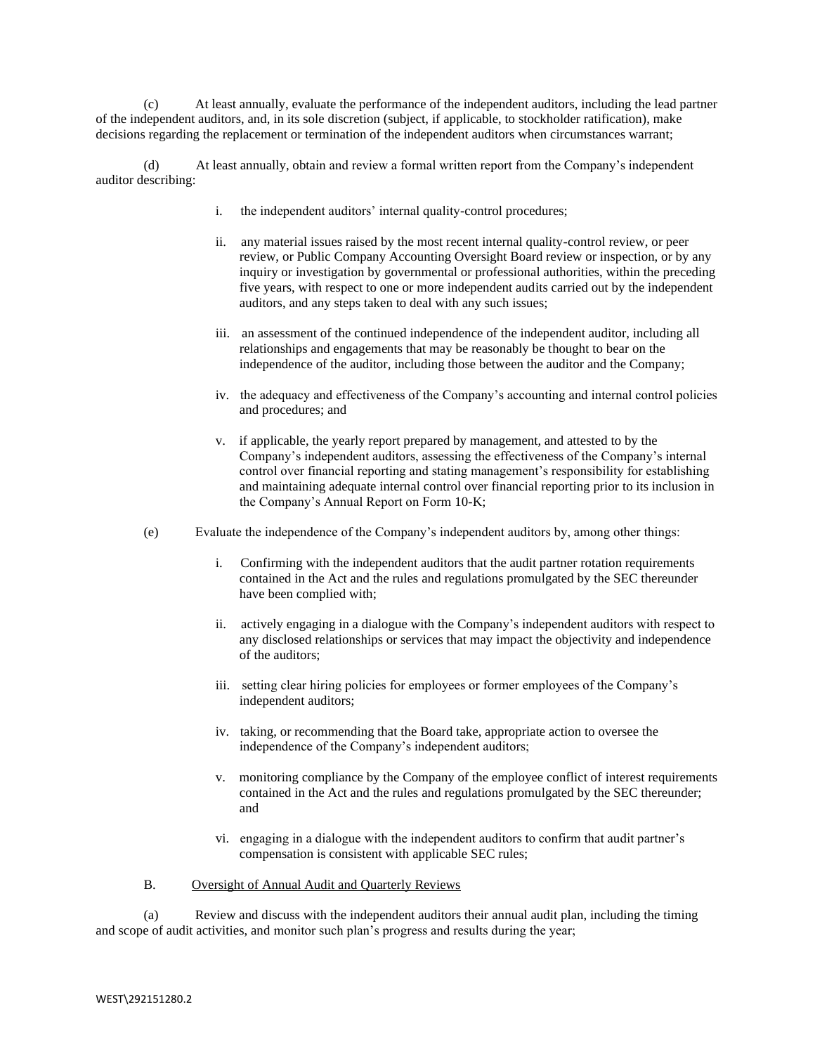(c) At least annually, evaluate the performance of the independent auditors, including the lead partner of the independent auditors, and, in its sole discretion (subject, if applicable, to stockholder ratification), make decisions regarding the replacement or termination of the independent auditors when circumstances warrant;

(d) At least annually, obtain and review a formal written report from the Company's independent auditor describing:

i. the independent auditors' internal quality-control procedures;

ii. any material issues raised by the most recent internal quality-control review, or peer review, or Public Company Accounting Oversight Board review or inspection, or by any inquiry or investigation by governmental or professional authorities, within the preceding five years, with respect to one or more independent audits carried out by the independent auditors, and any steps taken to deal with any such issues;

iii. an assessment of the continued independence of the independent auditor, including all relationships and engagements that may be reasonably be thought to bear on the independence of the auditor, including those between the auditor and the Company;

iv. the adequacy and effectiveness of the Company's accounting and internal control policies and procedures; and

v. if applicable, the yearly report prepared by management, and attested to by the Company's independent auditors, assessing the effectiveness of the Company's internal control over financial reporting and stating management's responsibility for establishing and maintaining adequate internal control over financial reporting prior to its inclusion in the Company's Annual Report on Form 10-K;

(e) Evaluate the independence of the Company's independent auditors by, among other things:

i. Confirming with the independent auditors that the audit partner rotation requirements contained in the Act and the rules and regulations promulgated by the SEC thereunder have been complied with;

ii. actively engaging in a dialogue with the Company's independent auditors with respect to any disclosed relationships or services that may impact the objectivity and independence of the auditors;

iii. setting clear hiring policies for employees or former employees of the Company's independent auditors;

iv. taking, or recommending that the Board take, appropriate action to oversee the independence of the Company's independent auditors;

v. monitoring compliance by the Company of the employee conflict of interest requirements contained in the Act and the rules and regulations promulgated by the SEC thereunder; and

vi. engaging in a dialogue with the independent auditors to confirm that audit partner's compensation is consistent with applicable SEC rules;

B. Oversight of Annual Audit and Quarterly Reviews

(a) Review and discuss with the independent auditors their annual audit plan, including the timing and scope of audit activities, and monitor such plan's progress and results during the year;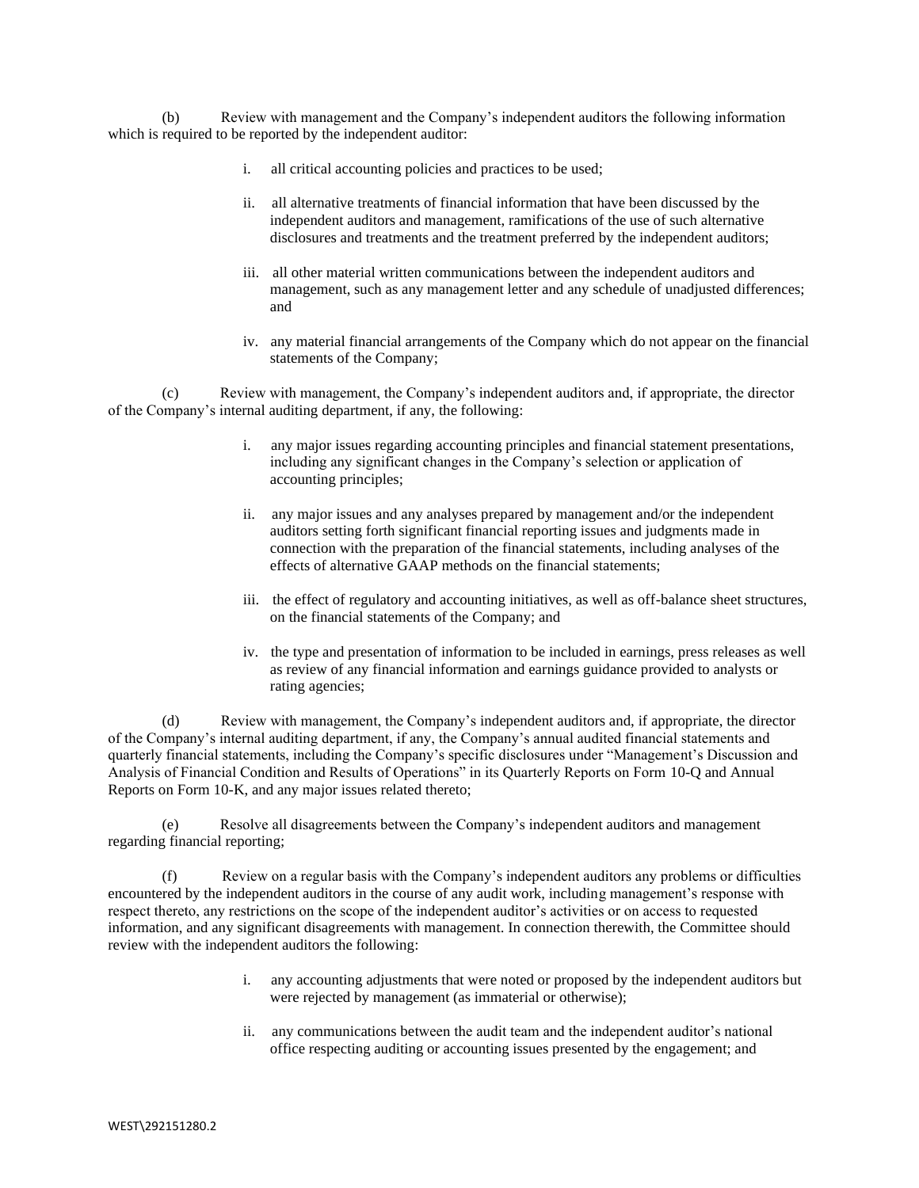(b) Review with management and the Company's independent auditors the following information which is required to be reported by the independent auditor:

i. all critical accounting policies and practices to be used;

ii. all alternative treatments of financial information that have been discussed by the independent auditors and management, ramifications of the use of such alternative disclosures and treatments and the treatment preferred by the independent auditors;

iii. all other material written communications between the independent auditors and management, such as any management letter and any schedule of unadjusted differences; and

iv. any material financial arrangements of the Company which do not appear on the financial statements of the Company;

(c) Review with management, the Company's independent auditors and, if appropriate, the director of the Company's internal auditing department, if any, the following:

i. any major issues regarding accounting principles and financial statement presentations, including any significant changes in the Company's selection or application of accounting principles;

ii. any major issues and any analyses prepared by management and/or the independent auditors setting forth significant financial reporting issues and judgments made in connection with the preparation of the financial statements, including analyses of the effects of alternative GAAP methods on the financial statements;

iii. the effect of regulatory and accounting initiatives, as well as off-balance sheet structures, on the financial statements of the Company; and

iv. the type and presentation of information to be included in earnings, press releases as well as review of any financial information and earnings guidance provided to analysts or rating agencies;

(d) Review with management, the Company's independent auditors and, if appropriate, the director of the Company's internal auditing department, if any, the Company's annual audited financial statements and quarterly financial statements, including the Company's specific disclosures under "Management's Discussion and Analysis of Financial Condition and Results of Operations" in its Quarterly Reports on Form 10-Q and Annual Reports on Form 10-K, and any major issues related thereto;

(e) Resolve all disagreements between the Company's independent auditors and management regarding financial reporting;

(f) Review on a regular basis with the Company's independent auditors any problems or difficulties encountered by the independent auditors in the course of any audit work, including management's response with respect thereto, any restrictions on the scope of the independent auditor's activities or on access to requested information, and any significant disagreements with management. In connection therewith, the Committee should review with the independent auditors the following:

i. any accounting adjustments that were noted or proposed by the independent auditors but were rejected by management (as immaterial or otherwise);

ii. any communications between the audit team and the independent auditor's national office respecting auditing or accounting issues presented by the engagement; and

WEST\292151280.2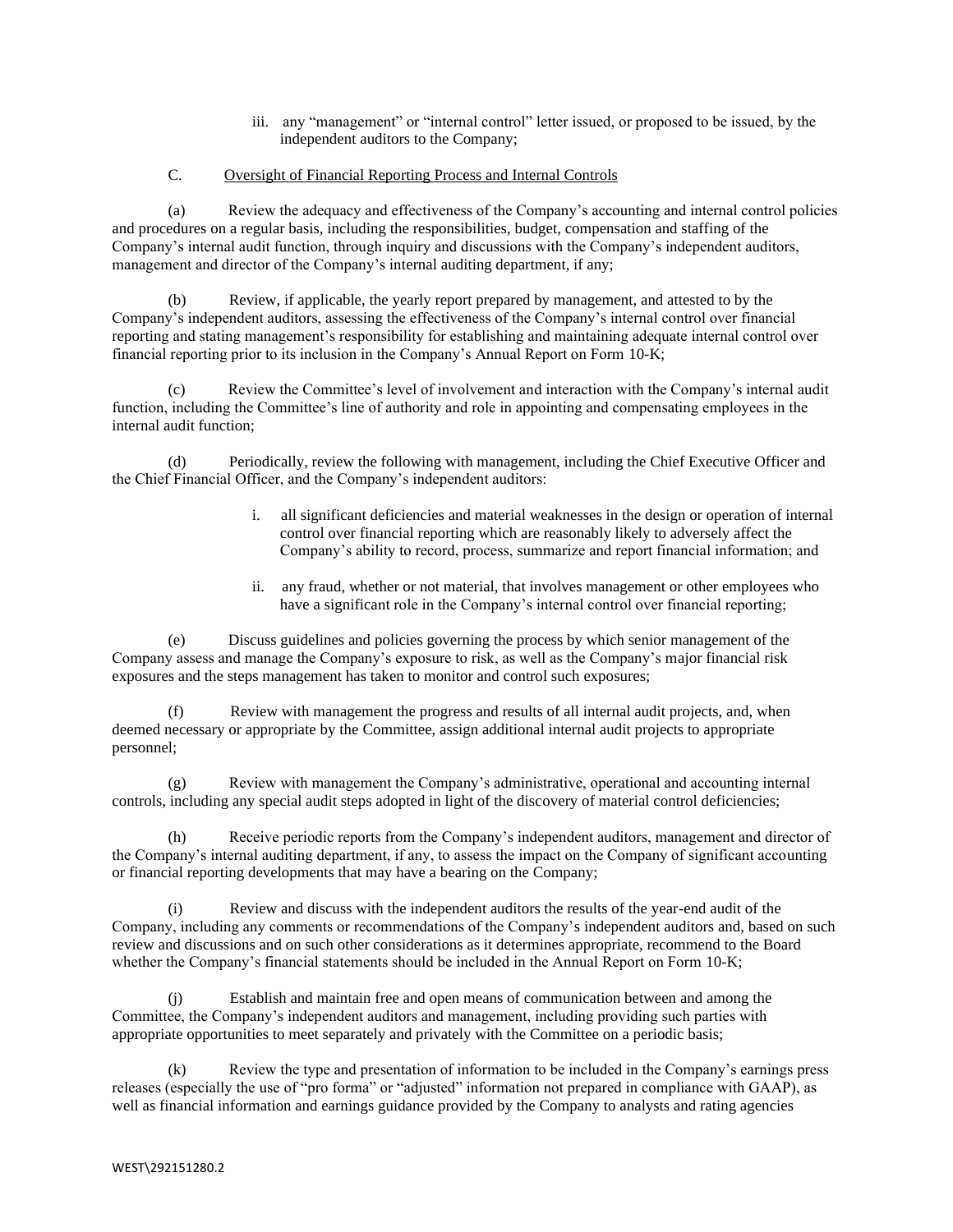iii. any "management" or "internal control" letter issued, or proposed to be issued, by the independent auditors to the Company;

C. <u>Oversight of Financial Reporting Process and Internal Controls</u>

(a) Review the adequacy and effectiveness of the Company's accounting and internal control policies and procedures on a regular basis, including the responsibilities, budget, compensation and staffing of the Company's internal audit function, through inquiry and discussions with the Company's independent auditors, management and director of the Company's internal auditing department, if any;

(b) Review, if applicable, the yearly report prepared by management, and attested to by the Company's independent auditors, assessing the effectiveness of the Company's internal control over financial reporting and stating management's responsibility for establishing and maintaining adequate internal control over financial reporting prior to its inclusion in the Company's Annual Report on Form 10-K;

(c) Review the Committee's level of involvement and interaction with the Company's internal audit function, including the Committee's line of authority and role in appointing and compensating employees in the internal audit function;

(d) Periodically, review the following with management, including the Chief Executive Officer and the Chief Financial Officer, and the Company's independent auditors:

i. all significant deficiencies and material weaknesses in the design or operation of internal control over financial reporting which are reasonably likely to adversely affect the Company's ability to record, process, summarize and report financial information; and

ii. any fraud, whether or not material, that involves management or other employees who have a significant role in the Company's internal control over financial reporting;

(e) Discuss guidelines and policies governing the process by which senior management of the Company assess and manage the Company's exposure to risk, as well as the Company's major financial risk exposures and the steps management has taken to monitor and control such exposures;

(f) Review with management the progress and results of all internal audit projects, and, when deemed necessary or appropriate by the Committee, assign additional internal audit projects to appropriate personnel;

(g) Review with management the Company's administrative, operational and accounting internal controls, including any special audit steps adopted in light of the discovery of material control deficiencies;

(h) Receive periodic reports from the Company's independent auditors, management and director of the Company's internal auditing department, if any, to assess the impact on the Company of significant accounting or financial reporting developments that may have a bearing on the Company;

(i) Review and discuss with the independent auditors the results of the year-end audit of the Company, including any comments or recommendations of the Company's independent auditors and, based on such review and discussions and on such other considerations as it determines appropriate, recommend to the Board whether the Company's financial statements should be included in the Annual Report on Form 10-K;

(j) Establish and maintain free and open means of communication between and among the Committee, the Company's independent auditors and management, including providing such parties with appropriate opportunities to meet separately and privately with the Committee on a periodic basis;

(k) Review the type and presentation of information to be included in the Company's earnings press releases (especially the use of "pro forma" or "adjusted" information not prepared in compliance with GAAP), as well as financial information and earnings guidance provided by the Company to analysts and rating agencies

WEST\292151280.2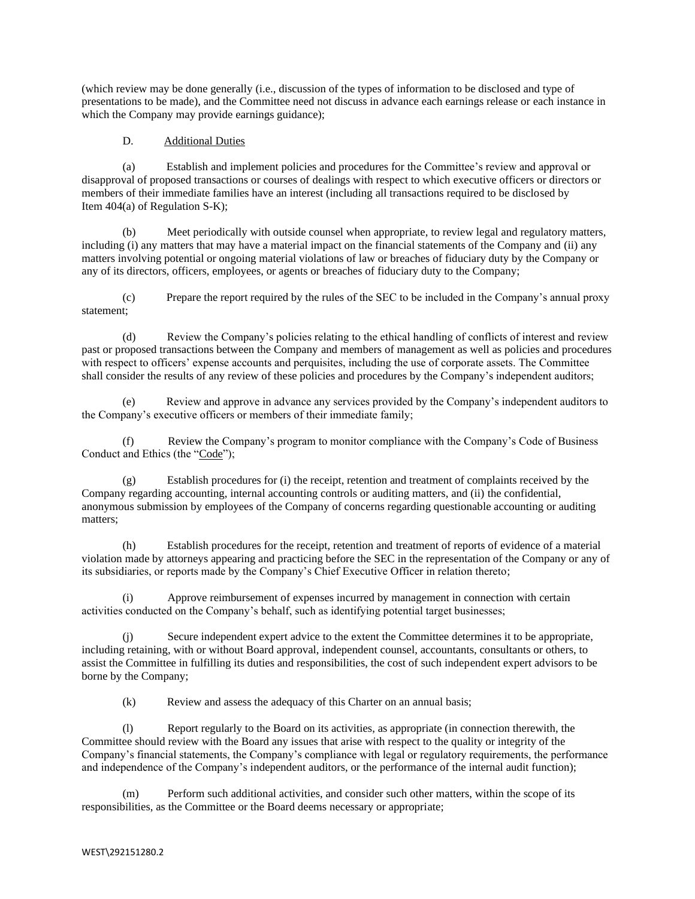(which review may be done generally (i.e., discussion of the types of information to be disclosed and type of presentations to be made), and the Committee need not discuss in advance each earnings release or each instance in which the Company may provide earnings guidance);

D. Additional Duties

(a) Establish and implement policies and procedures for the Committee's review and approval or disapproval of proposed transactions or courses of dealings with respect to which executive officers or directors or members of their immediate families have an interest (including all transactions required to be disclosed by Item 404(a) of Regulation S-K);

(b) Meet periodically with outside counsel when appropriate, to review legal and regulatory matters, including (i) any matters that may have a material impact on the financial statements of the Company and (ii) any matters involving potential or ongoing material violations of law or breaches of fiduciary duty by the Company or any of its directors, officers, employees, or agents or breaches of fiduciary duty to the Company;

(c) Prepare the report required by the rules of the SEC to be included in the Company's annual proxy statement;

(d) Review the Company's policies relating to the ethical handling of conflicts of interest and review past or proposed transactions between the Company and members of management as well as policies and procedures with respect to officers' expense accounts and perquisites, including the use of corporate assets. The Committee shall consider the results of any review of these policies and procedures by the Company's independent auditors;

(e) Review and approve in advance any services provided by the Company's independent auditors to the Company's executive officers or members of their immediate family;

(f) Review the Company's program to monitor compliance with the Company's Code of Business Conduct and Ethics (the "Code");

(g) Establish procedures for (i) the receipt, retention and treatment of complaints received by the Company regarding accounting, internal accounting controls or auditing matters, and (ii) the confidential, anonymous submission by employees of the Company of concerns regarding questionable accounting or auditing matters;

(h) Establish procedures for the receipt, retention and treatment of reports of evidence of a material violation made by attorneys appearing and practicing before the SEC in the representation of the Company or any of its subsidiaries, or reports made by the Company's Chief Executive Officer in relation thereto;

(i) Approve reimbursement of expenses incurred by management in connection with certain activities conducted on the Company's behalf, such as identifying potential target businesses;

(j) Secure independent expert advice to the extent the Committee determines it to be appropriate, including retaining, with or without Board approval, independent counsel, accountants, consultants or others, to assist the Committee in fulfilling its duties and responsibilities, the cost of such independent expert advisors to be borne by the Company;

(k) Review and assess the adequacy of this Charter on an annual basis;

(l) Report regularly to the Board on its activities, as appropriate (in connection therewith, the Committee should review with the Board any issues that arise with respect to the quality or integrity of the Company's financial statements, the Company's compliance with legal or regulatory requirements, the performance and independence of the Company's independent auditors, or the performance of the internal audit function);

(m) Perform such additional activities, and consider such other matters, within the scope of its responsibilities, as the Committee or the Board deems necessary or appropriate;

WEST\292151280.2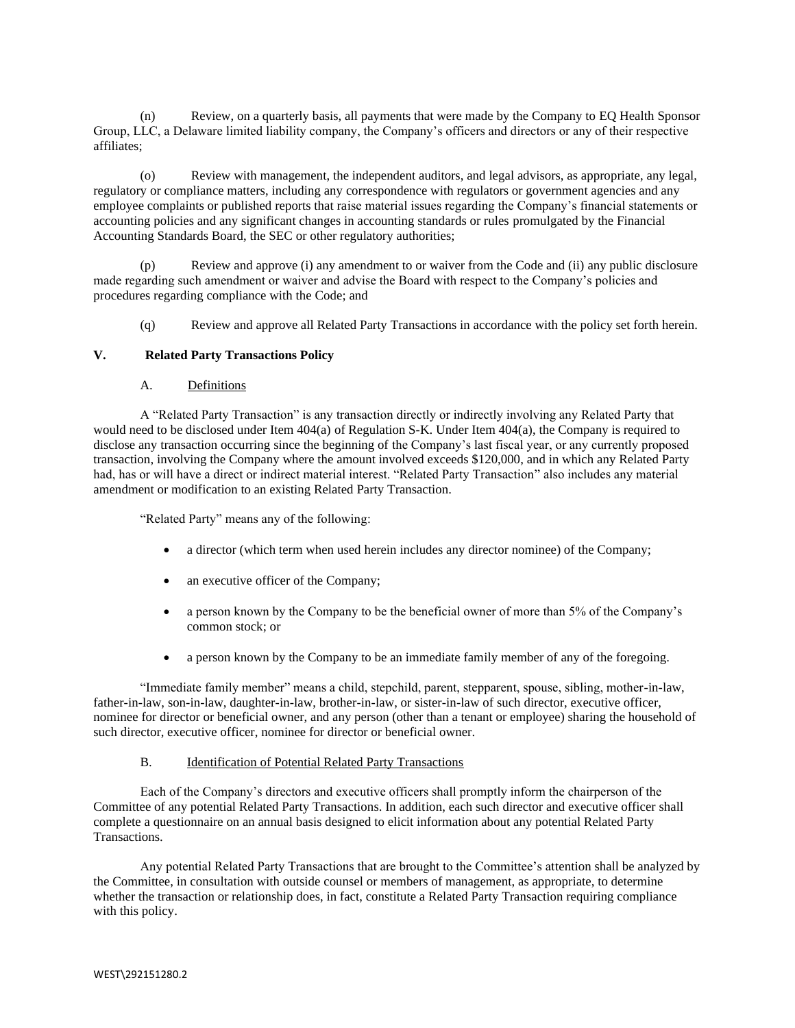(n) Review, on a quarterly basis, all payments that were made by the Company to EQ Health Sponsor Group, LLC, a Delaware limited liability company, the Company's officers and directors or any of their respective affiliates;

(o) Review with management, the independent auditors, and legal advisors, as appropriate, any legal, regulatory or compliance matters, including any correspondence with regulators or government agencies and any employee complaints or published reports that raise material issues regarding the Company's financial statements or accounting policies and any significant changes in accounting standards or rules promulgated by the Financial Accounting Standards Board, the SEC or other regulatory authorities;

(p) Review and approve (i) any amendment to or waiver from the Code and (ii) any public disclosure made regarding such amendment or waiver and advise the Board with respect to the Company's policies and procedures regarding compliance with the Code; and

(q) Review and approve all Related Party Transactions in accordance with the policy set forth herein.

## V. Related Party Transactions Policy

### A. Definitions

A "Related Party Transaction" is any transaction directly or indirectly involving any Related Party that would need to be disclosed under Item 404(a) of Regulation S-K. Under Item 404(a), the Company is required to disclose any transaction occurring since the beginning of the Company's last fiscal year, or any currently proposed transaction, involving the Company where the amount involved exceeds $120,000, and in which any Related Party had, has or will have a direct or indirect material interest. "Related Party Transaction" also includes any material amendment or modification to an existing Related Party Transaction.

"Related Party" means any of the following:

- a director (which term when used herein includes any director nominee) of the Company;
- an executive officer of the Company;
- a person known by the Company to be the beneficial owner of more than 5% of the Company's common stock; or
- a person known by the Company to be an immediate family member of any of the foregoing.

"Immediate family member" means a child, stepchild, parent, stepparent, spouse, sibling, mother-in-law, father-in-law, son-in-law, daughter-in-law, brother-in-law, or sister-in-law of such director, executive officer, nominee for director or beneficial owner, and any person (other than a tenant or employee) sharing the household of such director, executive officer, nominee for director or beneficial owner.

### B. Identification of Potential Related Party Transactions

Each of the Company's directors and executive officers shall promptly inform the chairperson of the Committee of any potential Related Party Transactions. In addition, each such director and executive officer shall complete a questionnaire on an annual basis designed to elicit information about any potential Related Party Transactions.

Any potential Related Party Transactions that are brought to the Committee's attention shall be analyzed by the Committee, in consultation with outside counsel or members of management, as appropriate, to determine whether the transaction or relationship does, in fact, constitute a Related Party Transaction requiring compliance with this policy.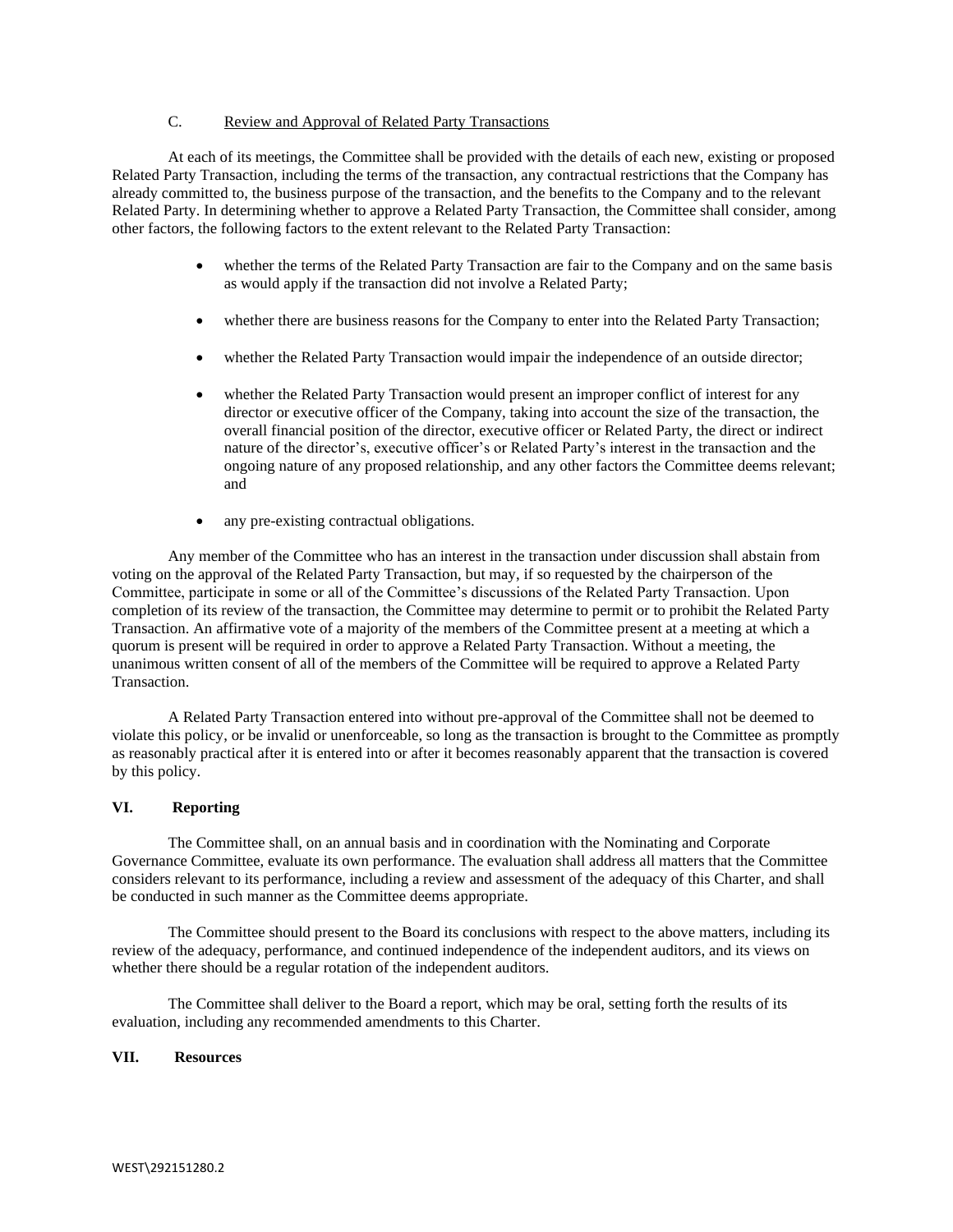C. Review and Approval of Related Party Transactions

At each of its meetings, the Committee shall be provided with the details of each new, existing or proposed Related Party Transaction, including the terms of the transaction, any contractual restrictions that the Company has already committed to, the business purpose of the transaction, and the benefits to the Company and to the relevant Related Party. In determining whether to approve a Related Party Transaction, the Committee shall consider, among other factors, the following factors to the extent relevant to the Related Party Transaction:

- whether the terms of the Related Party Transaction are fair to the Company and on the same basis as would apply if the transaction did not involve a Related Party;
- whether there are business reasons for the Company to enter into the Related Party Transaction;
- whether the Related Party Transaction would impair the independence of an outside director;
- whether the Related Party Transaction would present an improper conflict of interest for any director or executive officer of the Company, taking into account the size of the transaction, the overall financial position of the director, executive officer or Related Party, the direct or indirect nature of the director's, executive officer's or Related Party's interest in the transaction and the ongoing nature of any proposed relationship, and any other factors the Committee deems relevant; and
- any pre-existing contractual obligations.

Any member of the Committee who has an interest in the transaction under discussion shall abstain from voting on the approval of the Related Party Transaction, but may, if so requested by the chairperson of the Committee, participate in some or all of the Committee's discussions of the Related Party Transaction. Upon completion of its review of the transaction, the Committee may determine to permit or to prohibit the Related Party Transaction. An affirmative vote of a majority of the members of the Committee present at a meeting at which a quorum is present will be required in order to approve a Related Party Transaction. Without a meeting, the unanimous written consent of all of the members of the Committee will be required to approve a Related Party Transaction.

A Related Party Transaction entered into without pre-approval of the Committee shall not be deemed to violate this policy, or be invalid or unenforceable, so long as the transaction is brought to the Committee as promptly as reasonably practical after it is entered into or after it becomes reasonably apparent that the transaction is covered by this policy.

## VI. Reporting

The Committee shall, on an annual basis and in coordination with the Nominating and Corporate Governance Committee, evaluate its own performance. The evaluation shall address all matters that the Committee considers relevant to its performance, including a review and assessment of the adequacy of this Charter, and shall be conducted in such manner as the Committee deems appropriate.

The Committee should present to the Board its conclusions with respect to the above matters, including its review of the adequacy, performance, and continued independence of the independent auditors, and its views on whether there should be a regular rotation of the independent auditors.

The Committee shall deliver to the Board a report, which may be oral, setting forth the results of its evaluation, including any recommended amendments to this Charter.

## VII. Resources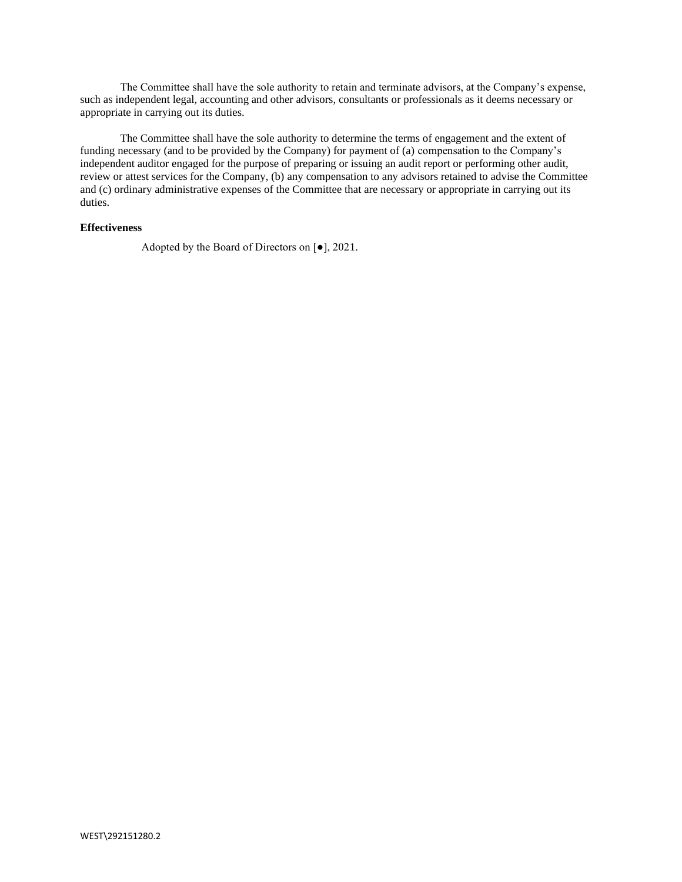The Committee shall have the sole authority to retain and terminate advisors, at the Company's expense, such as independent legal, accounting and other advisors, consultants or professionals as it deems necessary or appropriate in carrying out its duties.

The Committee shall have the sole authority to determine the terms of engagement and the extent of funding necessary (and to be provided by the Company) for payment of (a) compensation to the Company's independent auditor engaged for the purpose of preparing or issuing an audit report or performing other audit, review or attest services for the Company, (b) any compensation to any advisors retained to advise the Committee and (c) ordinary administrative expenses of the Committee that are necessary or appropriate in carrying out its duties.

**Effectiveness**

Adopted by the Board of Directors on [●], 2021.